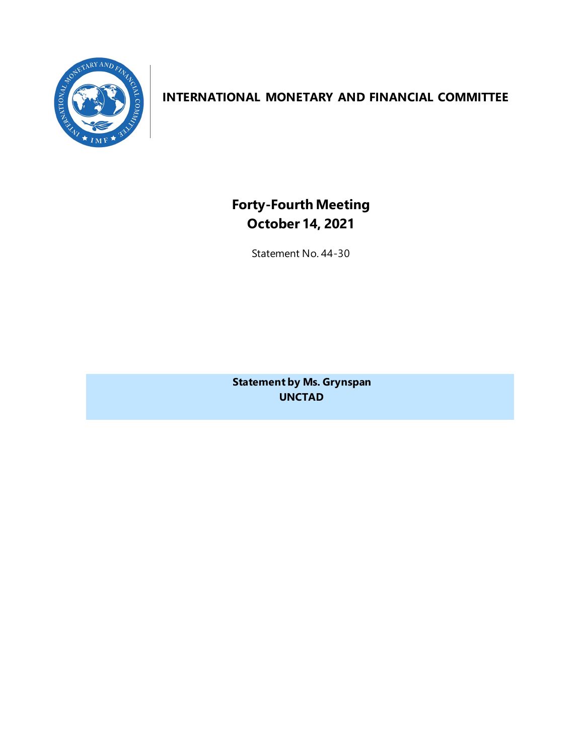# INTERNATIONAL MONETARY AND FINANCIAL COMMITTEE

## Forty-Fourth Meeting
## October 14, 2021

Statement No. 44-30

**Statement by Ms. Grynspan**
**UNCTAD**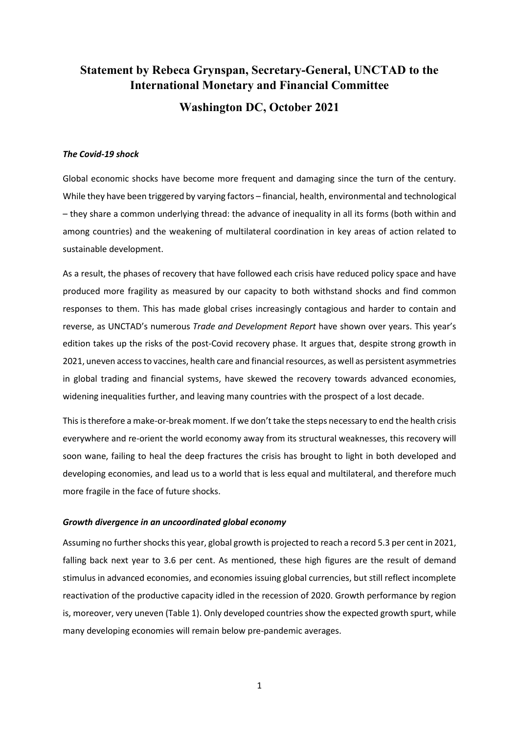# Statement by Rebeca Grynspan, Secretary-General, UNCTAD to the International Monetary and Financial Committee

## Washington DC, October 2021

### *The Covid-19 shock*

Global economic shocks have become more frequent and damaging since the turn of the century. While they have been triggered by varying factors – financial, health, environmental and technological – they share a common underlying thread: the advance of inequality in all its forms (both within and among countries) and the weakening of multilateral coordination in key areas of action related to sustainable development.

As a result, the phases of recovery that have followed each crisis have reduced policy space and have produced more fragility as measured by our capacity to both withstand shocks and find common responses to them. This has made global crises increasingly contagious and harder to contain and reverse, as UNCTAD's numerous *Trade and Development Report* have shown over years. This year's edition takes up the risks of the post-Covid recovery phase. It argues that, despite strong growth in 2021, uneven access to vaccines, health care and financial resources, as well as persistent asymmetries in global trading and financial systems, have skewed the recovery towards advanced economies, widening inequalities further, and leaving many countries with the prospect of a lost decade.

This is therefore a make-or-break moment. If we don't take the steps necessary to end the health crisis everywhere and re-orient the world economy away from its structural weaknesses, this recovery will soon wane, failing to heal the deep fractures the crisis has brought to light in both developed and developing economies, and lead us to a world that is less equal and multilateral, and therefore much more fragile in the face of future shocks.

### *Growth divergence in an uncoordinated global economy*

Assuming no further shocks this year, global growth is projected to reach a record 5.3 per cent in 2021, falling back next year to 3.6 per cent. As mentioned, these high figures are the result of demand stimulus in advanced economies, and economies issuing global currencies, but still reflect incomplete reactivation of the productive capacity idled in the recession of 2020. Growth performance by region is, moreover, very uneven (Table 1). Only developed countries show the expected growth spurt, while many developing economies will remain below pre-pandemic averages.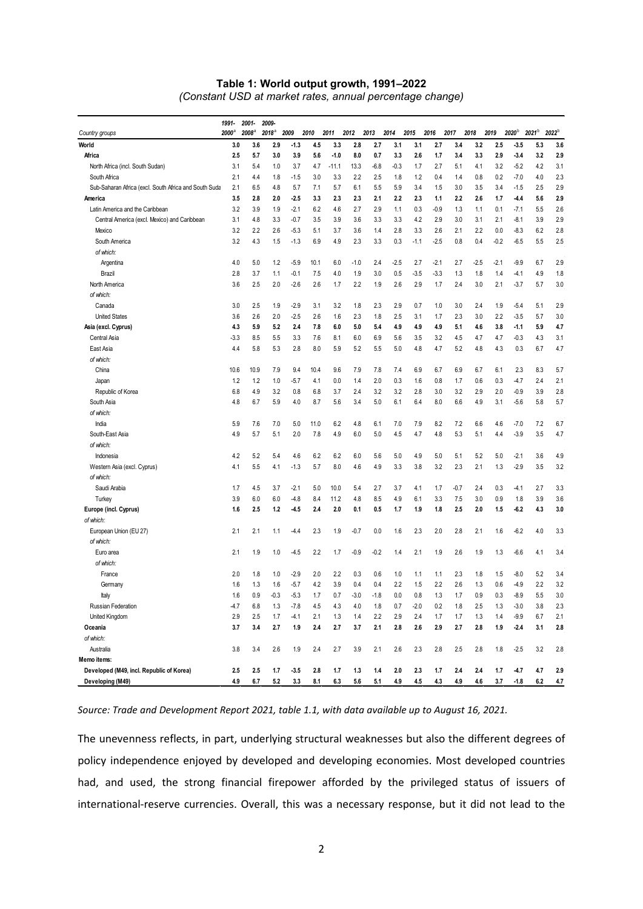**Table 1: World output growth, 1991–2022**

*(Constant USD at market rates, annual percentage change)*

| Country groups | 1991-2000[a] | 2001-2008[a] | 2009-2018[a] | 2009 | 2010 | 2011 | 2012 | 2013 | 2014 | 2015 | 2016 | 2017 | 2018 | 2019 | 2020[b] | 2021[b] | 2022[b] |
|---|---|---|---|---|---|---|---|---|---|---|---|---|---|---|---|---|---|
| **World** | **3.0** | **3.6** | **2.9** | **-1.3** | **4.5** | **3.3** | **2.8** | **2.7** | **3.1** | **3.1** | **2.7** | **3.4** | **3.2** | **2.5** | **-3.5** | **5.3** | **3.6** |
| **Africa** | **2.5** | **5.7** | **3.0** | **3.9** | **5.6** | **-1.0** | **8.0** | **0.7** | **3.3** | **2.6** | **1.7** | **3.4** | **3.3** | **2.9** | **-3.4** | **3.2** | **2.9** |
| North Africa (incl. South Sudan) | 3.1 | 5.4 | 1.0 | 3.7 | 4.7 | -11.1 | 13.3 | -6.8 | -0.3 | 1.7 | 2.7 | 5.1 | 4.1 | 3.2 | -5.2 | 4.2 | 3.1 |
| South Africa | 2.1 | 4.4 | 1.8 | -1.5 | 3.0 | 3.3 | 2.2 | 2.5 | 1.8 | 1.2 | 0.4 | 1.4 | 0.8 | 0.2 | -7.0 | 4.0 | 2.3 |
| Sub-Saharan Africa (excl. South Africa and South Suda | 2.1 | 6.5 | 4.8 | 5.7 | 7.1 | 5.7 | 6.1 | 5.5 | 5.9 | 3.4 | 1.5 | 3.0 | 3.5 | 3.4 | -1.5 | 2.5 | 2.9 |
| **America** | **3.5** | **2.8** | **2.0** | **-2.5** | **3.3** | **2.3** | **2.3** | **2.1** | **2.2** | **2.3** | **1.1** | **2.2** | **2.6** | **1.7** | **-4.4** | **5.6** | **2.9** |
| Latin America and the Caribbean | 3.2 | 3.9 | 1.9 | -2.1 | 6.2 | 4.6 | 2.7 | 2.9 | 1.1 | 0.3 | -0.9 | 1.3 | 1.1 | 0.1 | -7.1 | 5.5 | 2.6 |
| Central America (excl. Mexico) and Caribbean | 3.1 | 4.8 | 3.3 | -0.7 | 3.5 | 3.9 | 3.6 | 3.3 | 3.3 | 4.2 | 2.9 | 3.0 | 3.1 | 2.1 | -8.1 | 3.9 | 2.9 |
| Mexico | 3.2 | 2.2 | 2.6 | -5.3 | 5.1 | 3.7 | 3.6 | 1.4 | 2.8 | 3.3 | 2.6 | 2.1 | 2.2 | 0.0 | -8.3 | 6.2 | 2.8 |
| South America | 3.2 | 4.3 | 1.5 | -1.3 | 6.9 | 4.9 | 2.3 | 3.3 | 0.3 | -1.1 | -2.5 | 0.8 | 0.4 | -0.2 | -6.5 | 5.5 | 2.5 |
| *of which:* | | | | | | | | | | | | | | | | | |
| Argentina | 4.0 | 5.0 | 1.2 | -5.9 | 10.1 | 6.0 | -1.0 | 2.4 | -2.5 | 2.7 | -2.1 | 2.7 | -2.5 | -2.1 | -9.9 | 6.7 | 2.9 |
| Brazil | 2.8 | 3.7 | 1.1 | -0.1 | 7.5 | 4.0 | 1.9 | 3.0 | 0.5 | -3.5 | -3.3 | 1.3 | 1.8 | 1.4 | -4.1 | 4.9 | 1.8 |
| North America | 3.6 | 2.5 | 2.0 | -2.6 | 2.6 | 1.7 | 2.2 | 1.9 | 2.6 | 2.9 | 1.7 | 2.4 | 3.0 | 2.1 | -3.7 | 5.7 | 3.0 |
| *of which:* | | | | | | | | | | | | | | | | | |
| Canada | 3.0 | 2.5 | 1.9 | -2.9 | 3.1 | 3.2 | 1.8 | 2.3 | 2.9 | 0.7 | 1.0 | 3.0 | 2.4 | 1.9 | -5.4 | 5.1 | 2.9 |
| United States | 3.6 | 2.6 | 2.0 | -2.5 | 2.6 | 1.6 | 2.3 | 1.8 | 2.5 | 3.1 | 1.7 | 2.3 | 3.0 | 2.2 | -3.5 | 5.7 | 3.0 |
| **Asia (excl. Cyprus)** | **4.3** | **5.9** | **5.2** | **2.4** | **7.8** | **6.0** | **5.0** | **5.4** | **4.9** | **4.9** | **4.9** | **5.1** | **4.6** | **3.8** | **-1.1** | **5.9** | **4.7** |
| Central Asia | -3.3 | 8.5 | 5.5 | 3.3 | 7.6 | 8.1 | 6.0 | 6.9 | 5.6 | 3.5 | 3.2 | 4.5 | 4.7 | 4.7 | -0.3 | 4.3 | 3.1 |
| East Asia | 4.4 | 5.8 | 5.3 | 2.8 | 8.0 | 5.9 | 5.2 | 5.5 | 5.0 | 4.8 | 4.7 | 5.2 | 4.8 | 4.3 | 0.3 | 6.7 | 4.7 |
| *of which:* | | | | | | | | | | | | | | | | | |
| China | 10.6 | 10.9 | 7.9 | 9.4 | 10.4 | 9.6 | 7.9 | 7.8 | 7.4 | 6.9 | 6.7 | 6.9 | 6.7 | 6.1 | 2.3 | 8.3 | 5.7 |
| Japan | 1.2 | 1.2 | 1.0 | -5.7 | 4.1 | 0.0 | 1.4 | 2.0 | 0.3 | 1.6 | 0.8 | 1.7 | 0.6 | 0.3 | -4.7 | 2.4 | 2.1 |
| Republic of Korea | 6.8 | 4.9 | 3.2 | 0.8 | 6.8 | 3.7 | 2.4 | 3.2 | 3.2 | 2.8 | 3.0 | 3.2 | 2.9 | 2.0 | -0.9 | 3.9 | 2.8 |
| South Asia | 4.8 | 6.7 | 5.9 | 4.0 | 8.7 | 5.6 | 3.4 | 5.0 | 6.1 | 6.4 | 8.0 | 6.6 | 4.9 | 3.1 | -5.6 | 5.8 | 5.7 |
| *of which:* | | | | | | | | | | | | | | | | | |
| India | 5.9 | 7.6 | 7.0 | 5.0 | 11.0 | 6.2 | 4.8 | 6.1 | 7.0 | 7.9 | 8.2 | 7.2 | 6.6 | 4.6 | -7.0 | 7.2 | 6.7 |
| South-East Asia | 4.9 | 5.7 | 5.1 | 2.0 | 7.8 | 4.9 | 6.0 | 5.0 | 4.5 | 4.7 | 4.8 | 5.3 | 5.1 | 4.4 | -3.9 | 3.5 | 4.7 |
| *of which:* | | | | | | | | | | | | | | | | | |
| Indonesia | 4.2 | 5.2 | 5.4 | 4.6 | 6.2 | 6.2 | 6.0 | 5.6 | 5.0 | 4.9 | 5.0 | 5.1 | 5.2 | 5.0 | -2.1 | 3.6 | 4.9 |
| Western Asia (excl. Cyprus) | 4.1 | 5.5 | 4.1 | -1.3 | 5.7 | 8.0 | 4.6 | 4.9 | 3.3 | 3.8 | 3.2 | 2.3 | 2.1 | 1.3 | -2.9 | 3.5 | 3.2 |
| *of which:* | | | | | | | | | | | | | | | | | |
| Saudi Arabia | 1.7 | 4.5 | 3.7 | -2.1 | 5.0 | 10.0 | 5.4 | 2.7 | 3.7 | 4.1 | 1.7 | -0.7 | 2.4 | 0.3 | -4.1 | 2.7 | 3.3 |
| Turkey | 3.9 | 6.0 | 6.0 | -4.8 | 8.4 | 11.2 | 4.8 | 8.5 | 4.9 | 6.1 | 3.3 | 7.5 | 3.0 | 0.9 | 1.8 | 3.9 | 3.6 |
| **Europe (incl. Cyprus)** | **1.6** | **2.5** | **1.2** | **-4.5** | **2.4** | **2.0** | **0.1** | **0.5** | **1.7** | **1.9** | **1.8** | **2.5** | **2.0** | **1.5** | **-6.2** | **4.3** | **3.0** |
| *of which:* | | | | | | | | | | | | | | | | | |
| European Union (EU 27) | 2.1 | 2.1 | 1.1 | -4.4 | 2.3 | 1.9 | -0.7 | 0.0 | 1.6 | 2.3 | 2.0 | 2.8 | 2.1 | 1.6 | -6.2 | 4.0 | 3.3 |
| *of which:* | | | | | | | | | | | | | | | | | |
| Euro area | 2.1 | 1.9 | 1.0 | -4.5 | 2.2 | 1.7 | -0.9 | -0.2 | 1.4 | 2.1 | 1.9 | 2.6 | 1.9 | 1.3 | -6.6 | 4.1 | 3.4 |
| *of which:* | | | | | | | | | | | | | | | | | |
| France | 2.0 | 1.8 | 1.0 | -2.9 | 2.0 | 2.2 | 0.3 | 0.6 | 1.0 | 1.1 | 1.1 | 2.3 | 1.8 | 1.5 | -8.0 | 5.2 | 3.4 |
| Germany | 1.6 | 1.3 | 1.6 | -5.7 | 4.2 | 3.9 | 0.4 | 0.4 | 2.2 | 1.5 | 2.2 | 2.6 | 1.3 | 0.6 | -4.9 | 2.2 | 3.2 |
| Italy | 1.6 | 0.9 | -0.3 | -5.3 | 1.7 | 0.7 | -3.0 | -1.8 | 0.0 | 0.8 | 1.3 | 1.7 | 0.9 | 0.3 | -8.9 | 5.5 | 3.0 |
| Russian Federation | -4.7 | 6.8 | 1.3 | -7.8 | 4.5 | 4.3 | 4.0 | 1.8 | 0.7 | -2.0 | 0.2 | 1.8 | 2.5 | 1.3 | -3.0 | 3.8 | 2.3 |
| United Kingdom | 2.9 | 2.5 | 1.7 | -4.1 | 2.1 | 1.3 | 1.4 | 2.2 | 2.9 | 2.4 | 1.7 | 1.7 | 1.3 | 1.4 | -9.9 | 6.7 | 2.1 |
| **Oceania** | **3.7** | **3.4** | **2.7** | **1.9** | **2.4** | **2.7** | **3.7** | **2.1** | **2.8** | **2.6** | **2.9** | **2.7** | **2.8** | **1.9** | **-2.4** | **3.1** | **2.8** |
| *of which:* | | | | | | | | | | | | | | | | | |
| Australia | 3.8 | 3.4 | 2.6 | 1.9 | 2.4 | 2.7 | 3.9 | 2.1 | 2.6 | 2.3 | 2.8 | 2.5 | 2.8 | 1.8 | -2.5 | 3.2 | 2.8 |
| **Memo items:** | | | | | | | | | | | | | | | | | |
| **Developed (M49, incl. Republic of Korea)** | **2.5** | **2.5** | **1.7** | **-3.5** | **2.8** | **1.7** | **1.3** | **1.4** | **2.0** | **2.3** | **1.7** | **2.4** | **2.4** | **1.7** | **-4.7** | **4.7** | **2.9** |
| **Developing (M49)** | **4.9** | **6.7** | **5.2** | **3.3** | **8.1** | **6.3** | **5.6** | **5.1** | **4.9** | **4.5** | **4.3** | **4.9** | **4.6** | **3.7** | **-1.8** | **6.2** | **4.7** |

*Source: Trade and Development Report 2021, table 1.1, with data available up to August 16, 2021.*

The unevenness reflects, in part, underlying structural weaknesses but also the different degrees of policy independence enjoyed by developed and developing economies. Most developed countries had, and used, the strong financial firepower afforded by the privileged status of issuers of international-reserve currencies. Overall, this was a necessary response, but it did not lead to the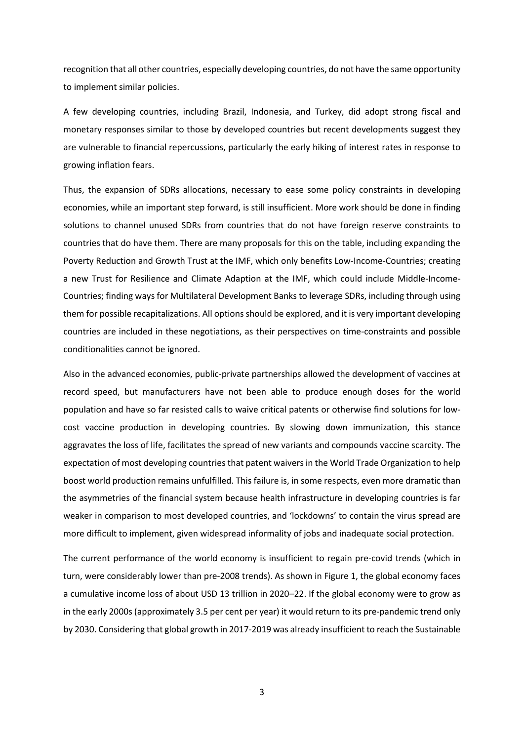recognition that all other countries, especially developing countries, do not have the same opportunity to implement similar policies.

A few developing countries, including Brazil, Indonesia, and Turkey, did adopt strong fiscal and monetary responses similar to those by developed countries but recent developments suggest they are vulnerable to financial repercussions, particularly the early hiking of interest rates in response to growing inflation fears.

Thus, the expansion of SDRs allocations, necessary to ease some policy constraints in developing economies, while an important step forward, is still insufficient. More work should be done in finding solutions to channel unused SDRs from countries that do not have foreign reserve constraints to countries that do have them. There are many proposals for this on the table, including expanding the Poverty Reduction and Growth Trust at the IMF, which only benefits Low-Income-Countries; creating a new Trust for Resilience and Climate Adaption at the IMF, which could include Middle-Income-Countries; finding ways for Multilateral Development Banks to leverage SDRs, including through using them for possible recapitalizations. All options should be explored, and it is very important developing countries are included in these negotiations, as their perspectives on time-constraints and possible conditionalities cannot be ignored.

Also in the advanced economies, public-private partnerships allowed the development of vaccines at record speed, but manufacturers have not been able to produce enough doses for the world population and have so far resisted calls to waive critical patents or otherwise find solutions for low-cost vaccine production in developing countries. By slowing down immunization, this stance aggravates the loss of life, facilitates the spread of new variants and compounds vaccine scarcity. The expectation of most developing countries that patent waivers in the World Trade Organization to help boost world production remains unfulfilled. This failure is, in some respects, even more dramatic than the asymmetries of the financial system because health infrastructure in developing countries is far weaker in comparison to most developed countries, and 'lockdowns' to contain the virus spread are more difficult to implement, given widespread informality of jobs and inadequate social protection.

The current performance of the world economy is insufficient to regain pre-covid trends (which in turn, were considerably lower than pre-2008 trends). As shown in Figure 1, the global economy faces a cumulative income loss of about USD 13 trillion in 2020–22. If the global economy were to grow as in the early 2000s (approximately 3.5 per cent per year) it would return to its pre-pandemic trend only by 2030. Considering that global growth in 2017-2019 was already insufficient to reach the Sustainable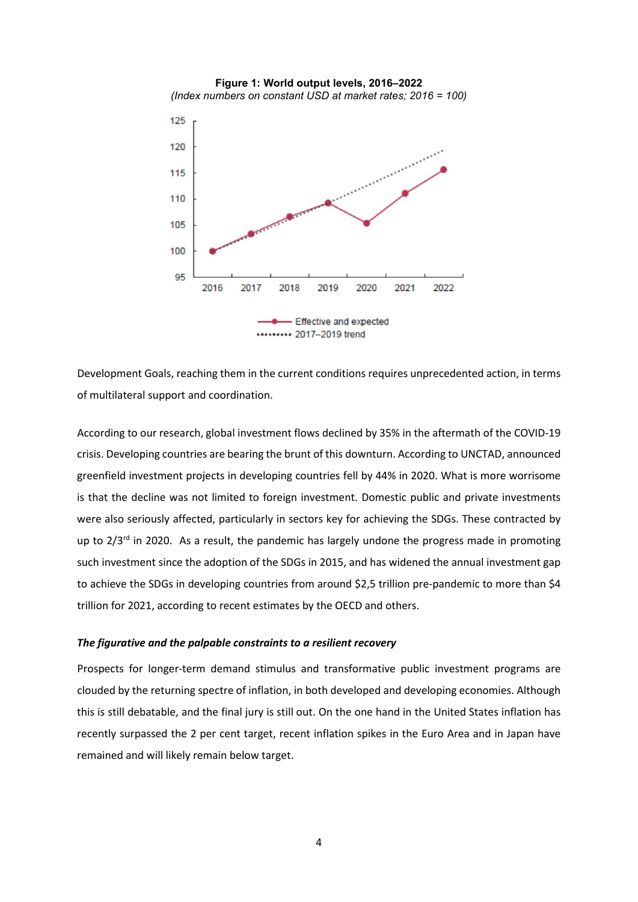**Figure 1: World output levels, 2016–2022**
*(Index numbers on constant USD at market rates; 2016 = 100)*

Development Goals, reaching them in the current conditions requires unprecedented action, in terms of multilateral support and coordination.

According to our research, global investment flows declined by 35% in the aftermath of the COVID-19 crisis. Developing countries are bearing the brunt of this downturn. According to UNCTAD, announced greenfield investment projects in developing countries fell by 44% in 2020. What is more worrisome is that the decline was not limited to foreign investment. Domestic public and private investments were also seriously affected, particularly in sectors key for achieving the SDGs. These contracted by up to 2/3rd in 2020. As a result, the pandemic has largely undone the progress made in promoting such investment since the adoption of the SDGs in 2015, and has widened the annual investment gap to achieve the SDGs in developing countries from around $2,5 trillion pre-pandemic to more than $4 trillion for 2021, according to recent estimates by the OECD and others.

***The figurative and the palpable constraints to a resilient recovery***

Prospects for longer-term demand stimulus and transformative public investment programs are clouded by the returning spectre of inflation, in both developed and developing economies. Although this is still debatable, and the final jury is still out. On the one hand in the United States inflation has recently surpassed the 2 per cent target, recent inflation spikes in the Euro Area and in Japan have remained and will likely remain below target.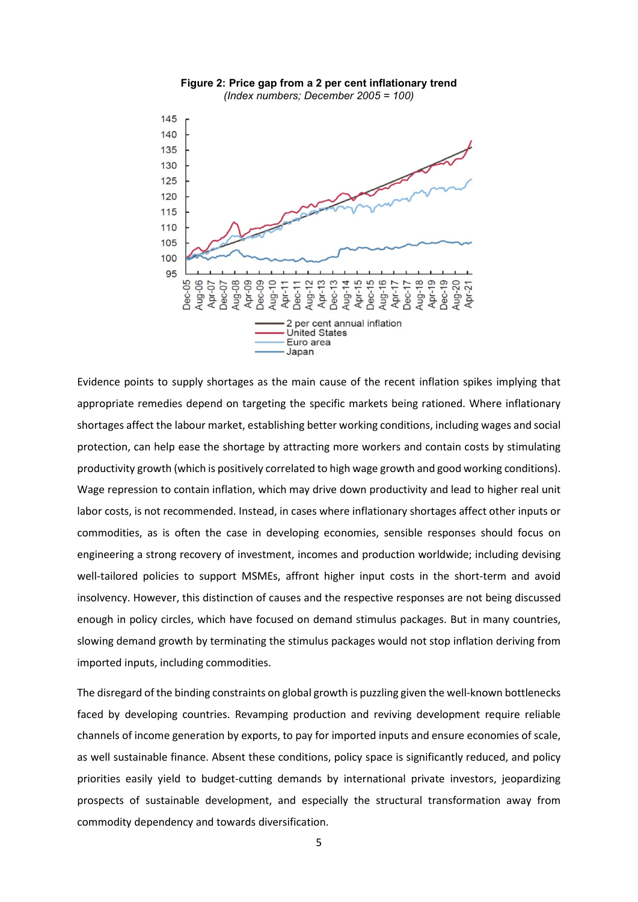**Figure 2: Price gap from a 2 per cent inflationary trend**

*(Index numbers; December 2005 = 100)*

Evidence points to supply shortages as the main cause of the recent inflation spikes implying that appropriate remedies depend on targeting the specific markets being rationed. Where inflationary shortages affect the labour market, establishing better working conditions, including wages and social protection, can help ease the shortage by attracting more workers and contain costs by stimulating productivity growth (which is positively correlated to high wage growth and good working conditions). Wage repression to contain inflation, which may drive down productivity and lead to higher real unit labor costs, is not recommended. Instead, in cases where inflationary shortages affect other inputs or commodities, as is often the case in developing economies, sensible responses should focus on engineering a strong recovery of investment, incomes and production worldwide; including devising well-tailored policies to support MSMEs, affront higher input costs in the short-term and avoid insolvency. However, this distinction of causes and the respective responses are not being discussed enough in policy circles, which have focused on demand stimulus packages. But in many countries, slowing demand growth by terminating the stimulus packages would not stop inflation deriving from imported inputs, including commodities.

The disregard of the binding constraints on global growth is puzzling given the well-known bottlenecks faced by developing countries. Revamping production and reviving development require reliable channels of income generation by exports, to pay for imported inputs and ensure economies of scale, as well sustainable finance. Absent these conditions, policy space is significantly reduced, and policy priorities easily yield to budget-cutting demands by international private investors, jeopardizing prospects of sustainable development, and especially the structural transformation away from commodity dependency and towards diversification.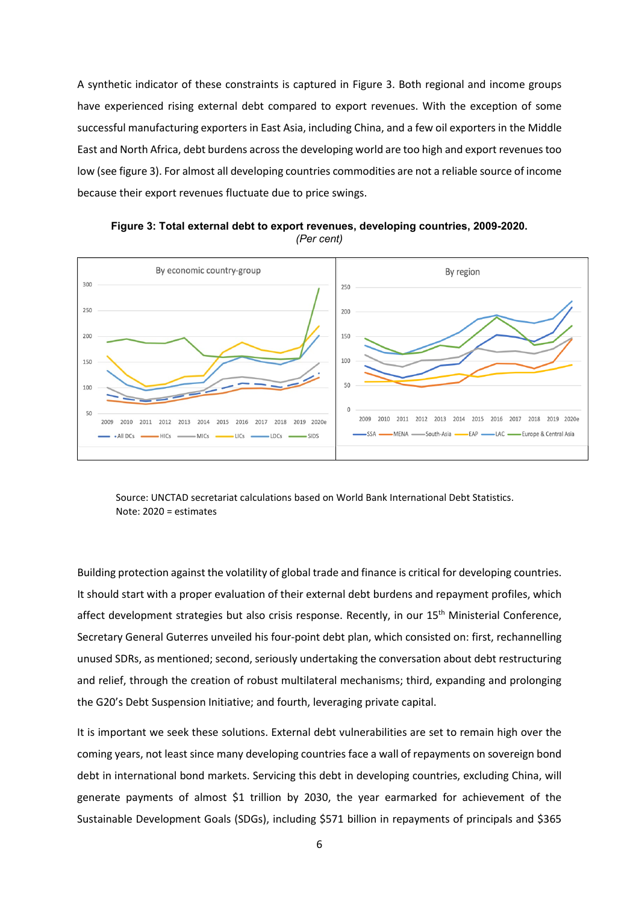A synthetic indicator of these constraints is captured in Figure 3. Both regional and income groups have experienced rising external debt compared to export revenues. With the exception of some successful manufacturing exporters in East Asia, including China, and a few oil exporters in the Middle East and North Africa, debt burdens across the developing world are too high and export revenues too low (see figure 3). For almost all developing countries commodities are not a reliable source of income because their export revenues fluctuate due to price swings.

**Figure 3: Total external debt to export revenues, developing countries, 2009-2020.**
*(Per cent)*

Source: UNCTAD secretariat calculations based on World Bank International Debt Statistics.
Note: 2020 = estimates

Building protection against the volatility of global trade and finance is critical for developing countries. It should start with a proper evaluation of their external debt burdens and repayment profiles, which affect development strategies but also crisis response. Recently, in our 15th Ministerial Conference, Secretary General Guterres unveiled his four-point debt plan, which consisted on: first, rechannelling unused SDRs, as mentioned; second, seriously undertaking the conversation about debt restructuring and relief, through the creation of robust multilateral mechanisms; third, expanding and prolonging the G20's Debt Suspension Initiative; and fourth, leveraging private capital.

It is important we seek these solutions. External debt vulnerabilities are set to remain high over the coming years, not least since many developing countries face a wall of repayments on sovereign bond debt in international bond markets. Servicing this debt in developing countries, excluding China, will generate payments of almost $1 trillion by 2030, the year earmarked for achievement of the Sustainable Development Goals (SDGs), including $571 billion in repayments of principals and $365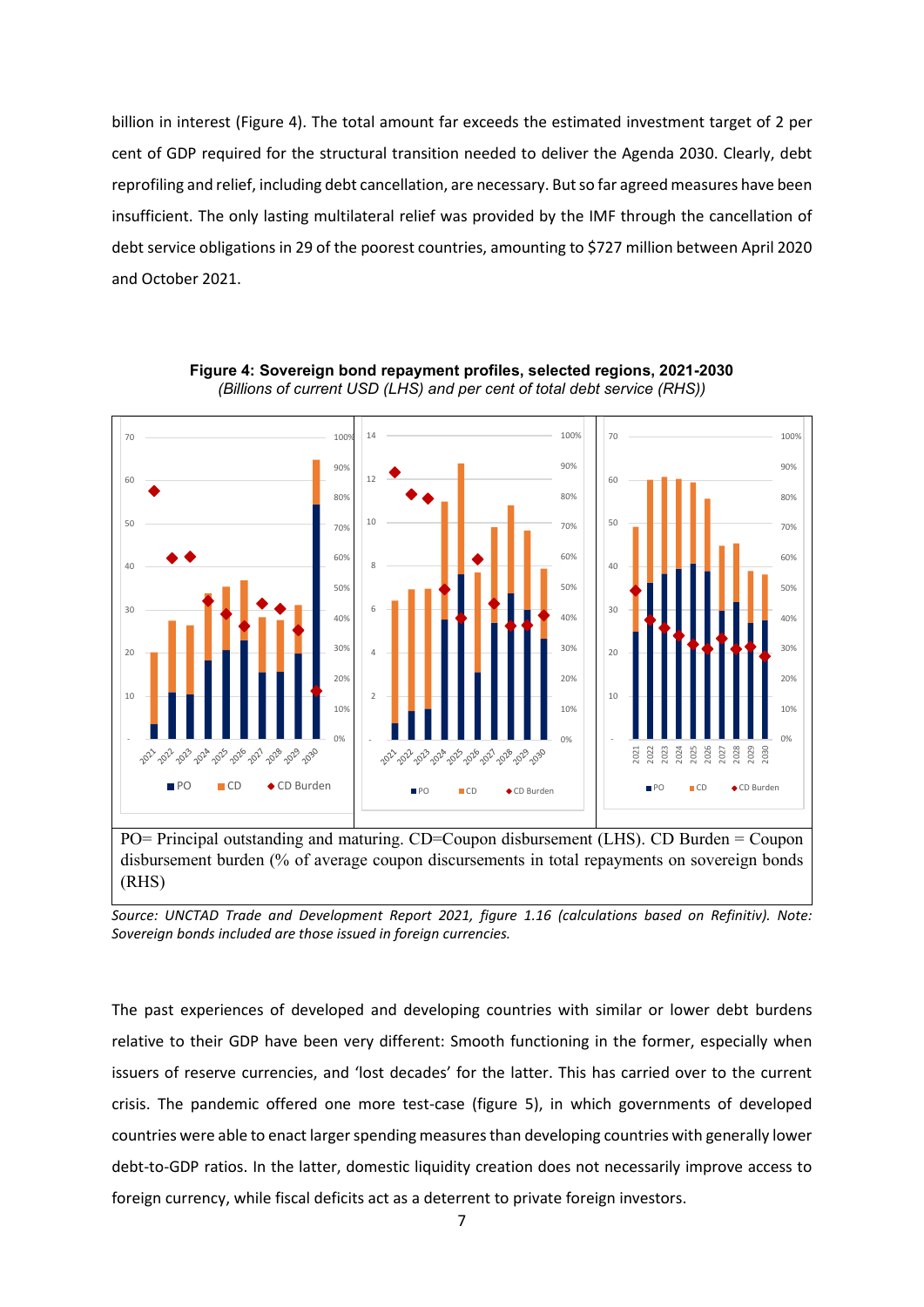billion in interest (Figure 4). The total amount far exceeds the estimated investment target of 2 per cent of GDP required for the structural transition needed to deliver the Agenda 2030. Clearly, debt reprofiling and relief, including debt cancellation, are necessary. But so far agreed measures have been insufficient. The only lasting multilateral relief was provided by the IMF through the cancellation of debt service obligations in 29 of the poorest countries, amounting to $727 million between April 2020 and October 2021.

**Figure 4: Sovereign bond repayment profiles, selected regions, 2021-2030**
*(Billions of current USD (LHS) and per cent of total debt service (RHS))*

PO= Principal outstanding and maturing. CD=Coupon disbursement (LHS). CD Burden = Coupon disbursement burden (% of average coupon discursements in total repayments on sovereign bonds (RHS)

*Source: UNCTAD Trade and Development Report 2021, figure 1.16 (calculations based on Refinitiv). Note: Sovereign bonds included are those issued in foreign currencies.*

The past experiences of developed and developing countries with similar or lower debt burdens relative to their GDP have been very different: Smooth functioning in the former, especially when issuers of reserve currencies, and 'lost decades' for the latter. This has carried over to the current crisis. The pandemic offered one more test-case (figure 5), in which governments of developed countries were able to enact larger spending measures than developing countries with generally lower debt-to-GDP ratios. In the latter, domestic liquidity creation does not necessarily improve access to foreign currency, while fiscal deficits act as a deterrent to private foreign investors.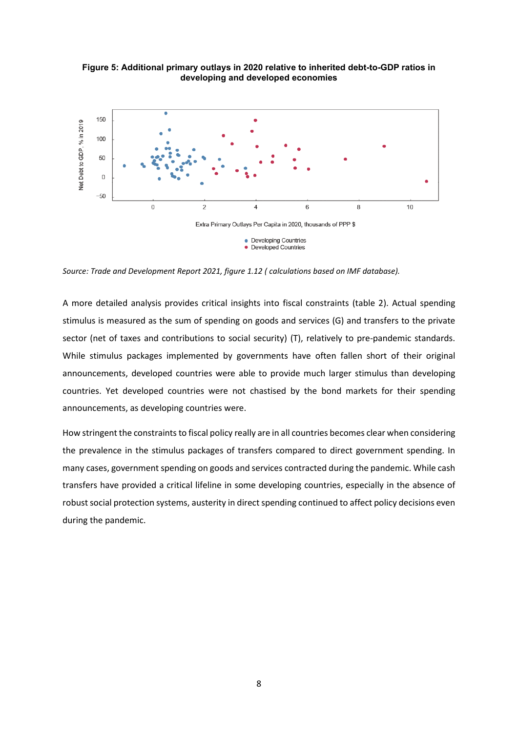**Figure 5: Additional primary outlays in 2020 relative to inherited debt-to-GDP ratios in developing and developed economies**

*Source: Trade and Development Report 2021, figure 1.12 ( calculations based on IMF database).*

A more detailed analysis provides critical insights into fiscal constraints (table 2). Actual spending stimulus is measured as the sum of spending on goods and services (G) and transfers to the private sector (net of taxes and contributions to social security) (T), relatively to pre-pandemic standards. While stimulus packages implemented by governments have often fallen short of their original announcements, developed countries were able to provide much larger stimulus than developing countries. Yet developed countries were not chastised by the bond markets for their spending announcements, as developing countries were.

How stringent the constraints to fiscal policy really are in all countries becomes clear when considering the prevalence in the stimulus packages of transfers compared to direct government spending. In many cases, government spending on goods and services contracted during the pandemic. While cash transfers have provided a critical lifeline in some developing countries, especially in the absence of robust social protection systems, austerity in direct spending continued to affect policy decisions even during the pandemic.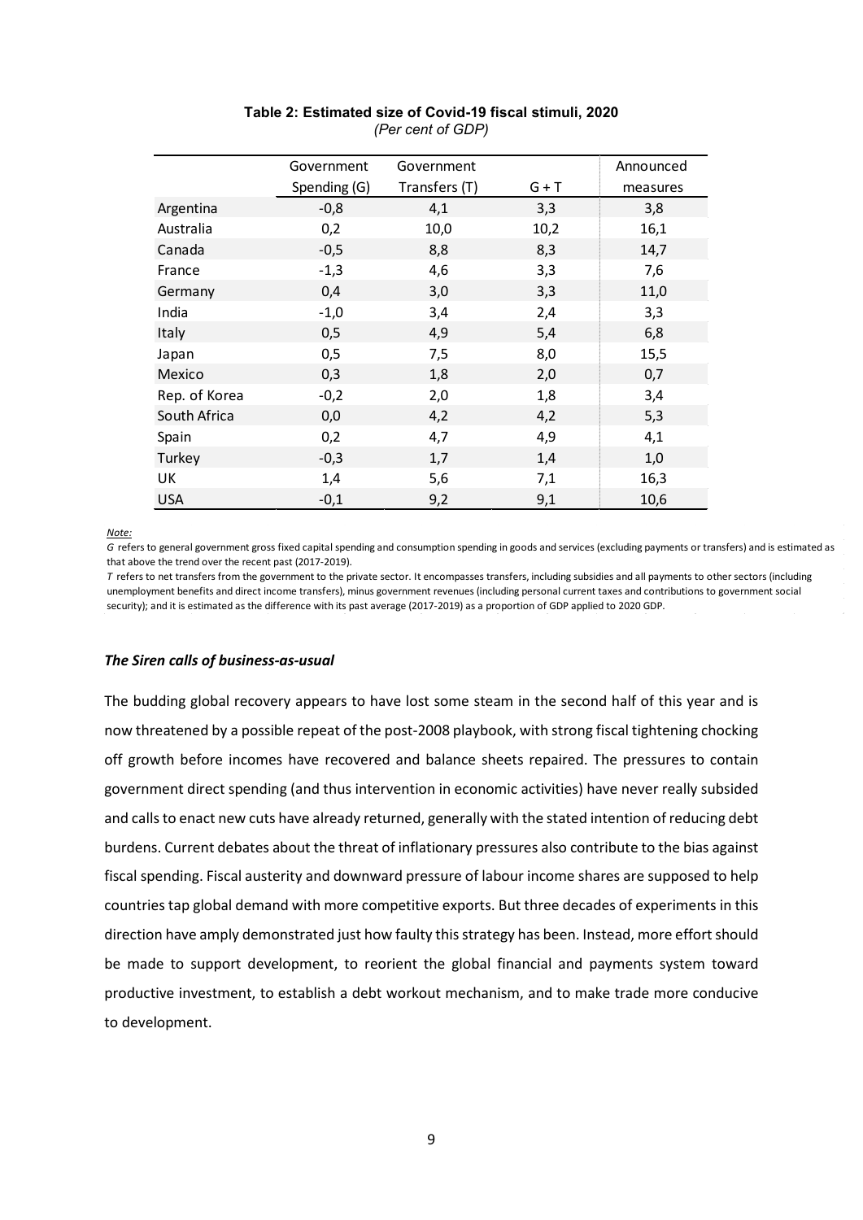**Table 2: Estimated size of Covid-19 fiscal stimuli, 2020**
*(Per cent of GDP)*

| | Government Spending (G) | Government Transfers (T) | G + T | Announced measures |
|---|---|---|---|---|
| Argentina | -0,8 | 4,1 | 3,3 | 3,8 |
| Australia | 0,2 | 10,0 | 10,2 | 16,1 |
| Canada | -0,5 | 8,8 | 8,3 | 14,7 |
| France | -1,3 | 4,6 | 3,3 | 7,6 |
| Germany | 0,4 | 3,0 | 3,3 | 11,0 |
| India | -1,0 | 3,4 | 2,4 | 3,3 |
| Italy | 0,5 | 4,9 | 5,4 | 6,8 |
| Japan | 0,5 | 7,5 | 8,0 | 15,5 |
| Mexico | 0,3 | 1,8 | 2,0 | 0,7 |
| Rep. of Korea | -0,2 | 2,0 | 1,8 | 3,4 |
| South Africa | 0,0 | 4,2 | 4,2 | 5,3 |
| Spain | 0,2 | 4,7 | 4,9 | 4,1 |
| Turkey | -0,3 | 1,7 | 1,4 | 1,0 |
| UK | 1,4 | 5,6 | 7,1 | 16,3 |
| USA | -0,1 | 9,2 | 9,1 | 10,6 |

*Note:*
*G* refers to general government gross fixed capital spending and consumption spending in goods and services (excluding payments or transfers) and is estimated as that above the trend over the recent past (2017-2019).
*T* refers to net transfers from the government to the private sector. It encompasses transfers, including subsidies and all payments to other sectors (including unemployment benefits and direct income transfers), minus government revenues (including personal current taxes and contributions to government social security); and it is estimated as the difference with its past average (2017-2019) as a proportion of GDP applied to 2020 GDP.

***The Siren calls of business-as-usual***

The budding global recovery appears to have lost some steam in the second half of this year and is now threatened by a possible repeat of the post-2008 playbook, with strong fiscal tightening chocking off growth before incomes have recovered and balance sheets repaired. The pressures to contain government direct spending (and thus intervention in economic activities) have never really subsided and calls to enact new cuts have already returned, generally with the stated intention of reducing debt burdens. Current debates about the threat of inflationary pressures also contribute to the bias against fiscal spending. Fiscal austerity and downward pressure of labour income shares are supposed to help countries tap global demand with more competitive exports. But three decades of experiments in this direction have amply demonstrated just how faulty this strategy has been. Instead, more effort should be made to support development, to reorient the global financial and payments system toward productive investment, to establish a debt workout mechanism, and to make trade more conducive to development.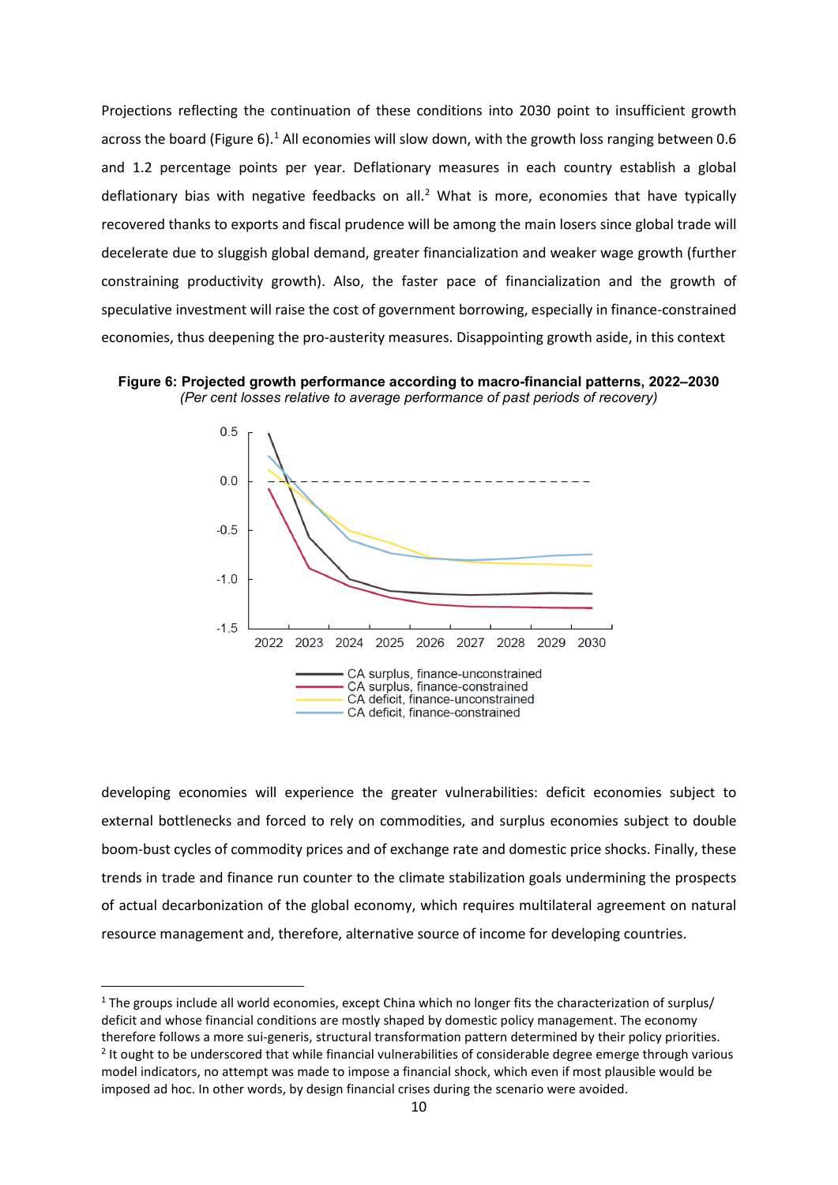Projections reflecting the continuation of these conditions into 2030 point to insufficient growth across the board (Figure 6).[1] All economies will slow down, with the growth loss ranging between 0.6 and 1.2 percentage points per year. Deflationary measures in each country establish a global deflationary bias with negative feedbacks on all.[2] What is more, economies that have typically recovered thanks to exports and fiscal prudence will be among the main losers since global trade will decelerate due to sluggish global demand, greater financialization and weaker wage growth (further constraining productivity growth). Also, the faster pace of financialization and the growth of speculative investment will raise the cost of government borrowing, especially in finance-constrained economies, thus deepening the pro-austerity measures. Disappointing growth aside, in this context

**Figure 6: Projected growth performance according to macro-financial patterns, 2022–2030**
*(Per cent losses relative to average performance of past periods of recovery)*

developing economies will experience the greater vulnerabilities: deficit economies subject to external bottlenecks and forced to rely on commodities, and surplus economies subject to double boom-bust cycles of commodity prices and of exchange rate and domestic price shocks. Finally, these trends in trade and finance run counter to the climate stabilization goals undermining the prospects of actual decarbonization of the global economy, which requires multilateral agreement on natural resource management and, therefore, alternative source of income for developing countries.

---

[1] The groups include all world economies, except China which no longer fits the characterization of surplus/deficit and whose financial conditions are mostly shaped by domestic policy management. The economy therefore follows a more sui-generis, structural transformation pattern determined by their policy priorities.

[2] It ought to be underscored that while financial vulnerabilities of considerable degree emerge through various model indicators, no attempt was made to impose a financial shock, which even if most plausible would be imposed ad hoc. In other words, by design financial crises during the scenario were avoided.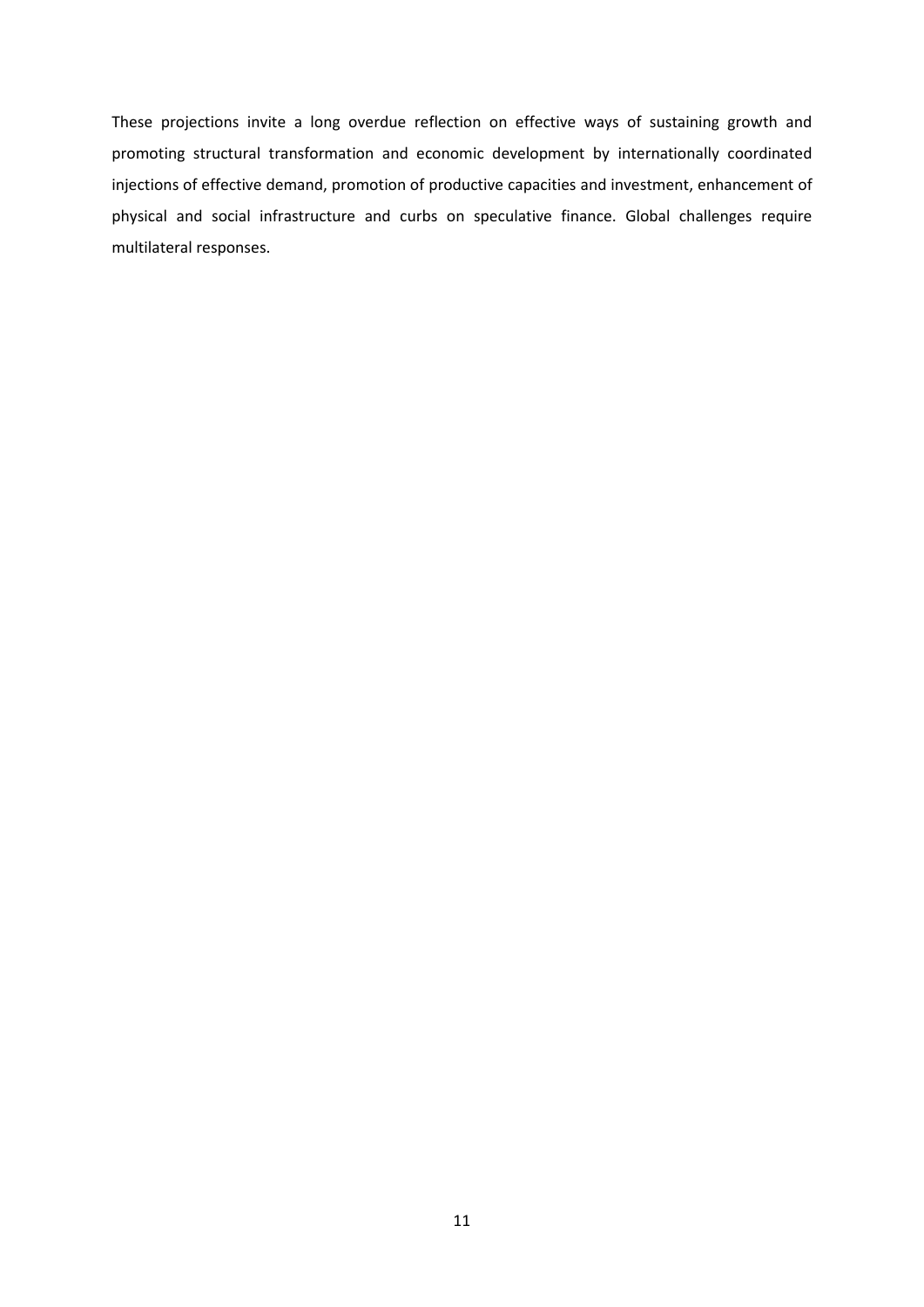These projections invite a long overdue reflection on effective ways of sustaining growth and promoting structural transformation and economic development by internationally coordinated injections of effective demand, promotion of productive capacities and investment, enhancement of physical and social infrastructure and curbs on speculative finance. Global challenges require multilateral responses.